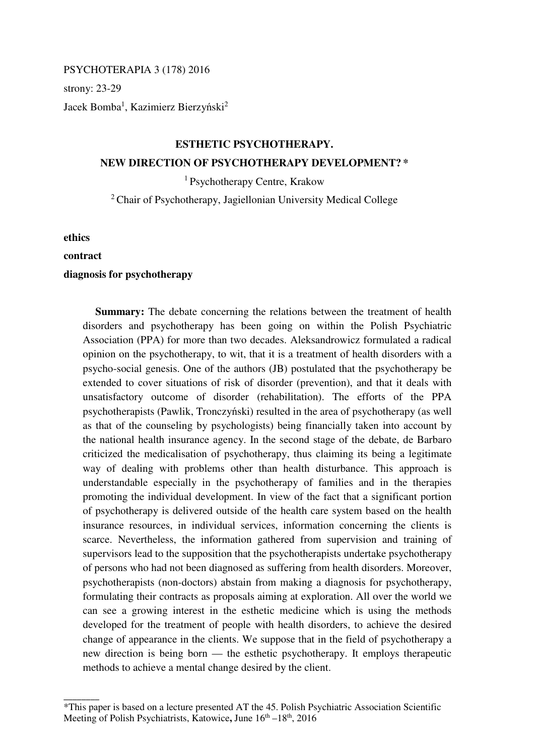PSYCHOTERAPIA 3 (178) 2016

strony: 23-29

Jacek Bomba[1], Kazimierz Bierzyński[2]

## ESTHETIC PSYCHOTHERAPY. NEW DIRECTION OF PSYCHOTHERAPY DEVELOPMENT? *

[1] Psychotherapy Centre, Krakow

[2] Chair of Psychotherapy, Jagiellonian University Medical College

**ethics**
**contract**
**diagnosis for psychotherapy**

**Summary:** The debate concerning the relations between the treatment of health disorders and psychotherapy has been going on within the Polish Psychiatric Association (PPA) for more than two decades. Aleksandrowicz formulated a radical opinion on the psychotherapy, to wit, that it is a treatment of health disorders with a psycho-social genesis. One of the authors (JB) postulated that the psychotherapy be extended to cover situations of risk of disorder (prevention), and that it deals with unsatisfactory outcome of disorder (rehabilitation). The efforts of the PPA psychotherapists (Pawlik, Tronczyński) resulted in the area of psychotherapy (as well as that of the counseling by psychologists) being financially taken into account by the national health insurance agency. In the second stage of the debate, de Barbaro criticized the medicalisation of psychotherapy, thus claiming its being a legitimate way of dealing with problems other than health disturbance. This approach is understandable especially in the psychotherapy of families and in the therapies promoting the individual development. In view of the fact that a significant portion of psychotherapy is delivered outside of the health care system based on the health insurance resources, in individual services, information concerning the clients is scarce. Nevertheless, the information gathered from supervision and training of supervisors lead to the supposition that the psychotherapists undertake psychotherapy of persons who had not been diagnosed as suffering from health disorders. Moreover, psychotherapists (non-doctors) abstain from making a diagnosis for psychotherapy, formulating their contracts as proposals aiming at exploration. All over the world we can see a growing interest in the esthetic medicine which is using the methods developed for the treatment of people with health disorders, to achieve the desired change of appearance in the clients. We suppose that in the field of psychotherapy a new direction is being born — the esthetic psychotherapy. It employs therapeutic methods to achieve a mental change desired by the client.

---

*This paper is based on a lecture presented AT the 45. Polish Psychiatric Association Scientific Meeting of Polish Psychiatrists, Katowice**,** June 16th –18th, 2016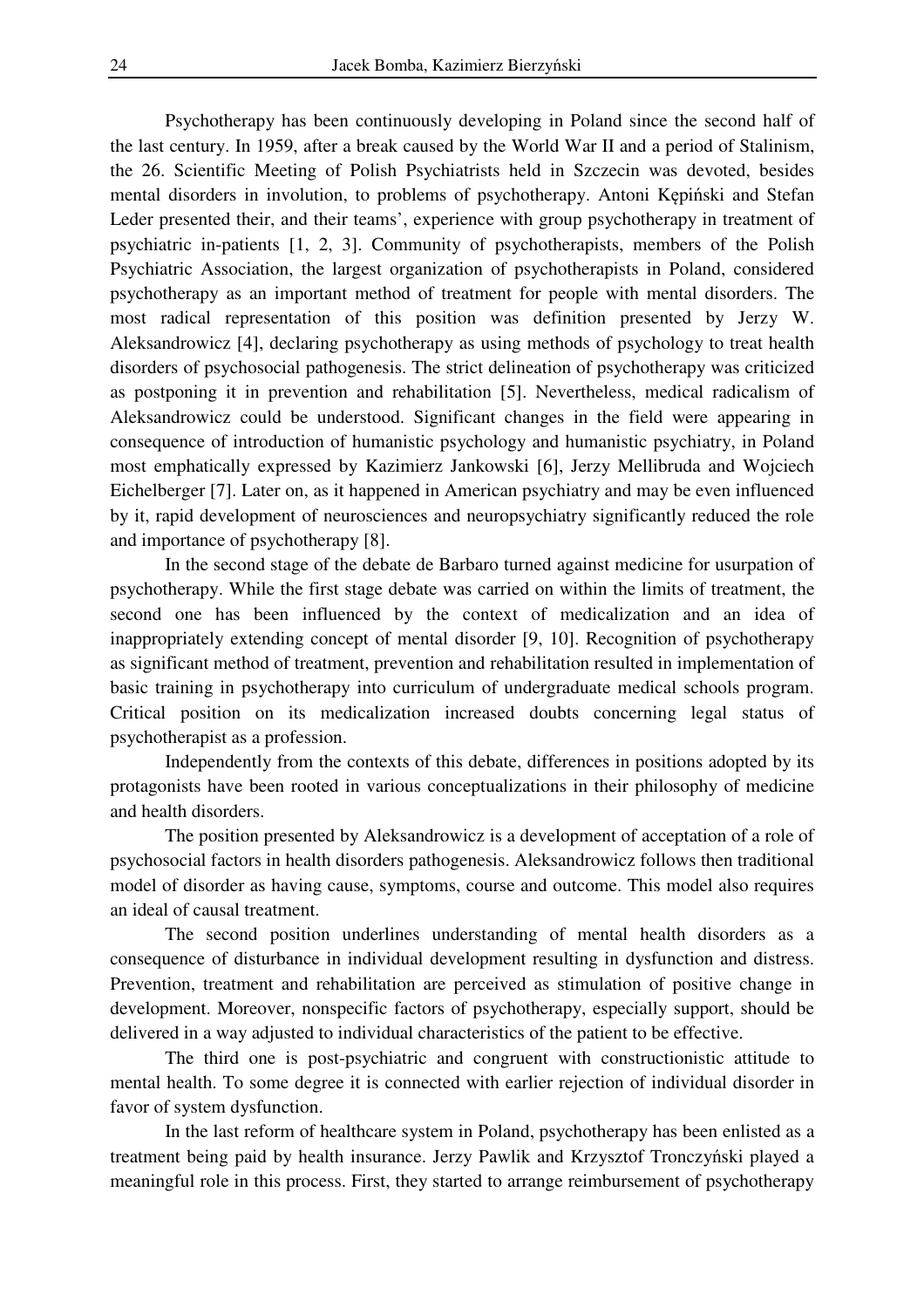Psychotherapy has been continuously developing in Poland since the second half of the last century. In 1959, after a break caused by the World War II and a period of Stalinism, the 26. Scientific Meeting of Polish Psychiatrists held in Szczecin was devoted, besides mental disorders in involution, to problems of psychotherapy. Antoni Kępiński and Stefan Leder presented their, and their teams', experience with group psychotherapy in treatment of psychiatric in-patients [1, 2, 3]. Community of psychotherapists, members of the Polish Psychiatric Association, the largest organization of psychotherapists in Poland, considered psychotherapy as an important method of treatment for people with mental disorders. The most radical representation of this position was definition presented by Jerzy W. Aleksandrowicz [4], declaring psychotherapy as using methods of psychology to treat health disorders of psychosocial pathogenesis. The strict delineation of psychotherapy was criticized as postponing it in prevention and rehabilitation [5]. Nevertheless, medical radicalism of Aleksandrowicz could be understood. Significant changes in the field were appearing in consequence of introduction of humanistic psychology and humanistic psychiatry, in Poland most emphatically expressed by Kazimierz Jankowski [6], Jerzy Mellibruda and Wojciech Eichelberger [7]. Later on, as it happened in American psychiatry and may be even influenced by it, rapid development of neurosciences and neuropsychiatry significantly reduced the role and importance of psychotherapy [8].

In the second stage of the debate de Barbaro turned against medicine for usurpation of psychotherapy. While the first stage debate was carried on within the limits of treatment, the second one has been influenced by the context of medicalization and an idea of inappropriately extending concept of mental disorder [9, 10]. Recognition of psychotherapy as significant method of treatment, prevention and rehabilitation resulted in implementation of basic training in psychotherapy into curriculum of undergraduate medical schools program. Critical position on its medicalization increased doubts concerning legal status of psychotherapist as a profession.

Independently from the contexts of this debate, differences in positions adopted by its protagonists have been rooted in various conceptualizations in their philosophy of medicine and health disorders.

The position presented by Aleksandrowicz is a development of acceptation of a role of psychosocial factors in health disorders pathogenesis. Aleksandrowicz follows then traditional model of disorder as having cause, symptoms, course and outcome. This model also requires an ideal of causal treatment.

The second position underlines understanding of mental health disorders as a consequence of disturbance in individual development resulting in dysfunction and distress. Prevention, treatment and rehabilitation are perceived as stimulation of positive change in development. Moreover, nonspecific factors of psychotherapy, especially support, should be delivered in a way adjusted to individual characteristics of the patient to be effective.

The third one is post-psychiatric and congruent with constructionistic attitude to mental health. To some degree it is connected with earlier rejection of individual disorder in favor of system dysfunction.

In the last reform of healthcare system in Poland, psychotherapy has been enlisted as a treatment being paid by health insurance. Jerzy Pawlik and Krzysztof Tronczyński played a meaningful role in this process. First, they started to arrange reimbursement of psychotherapy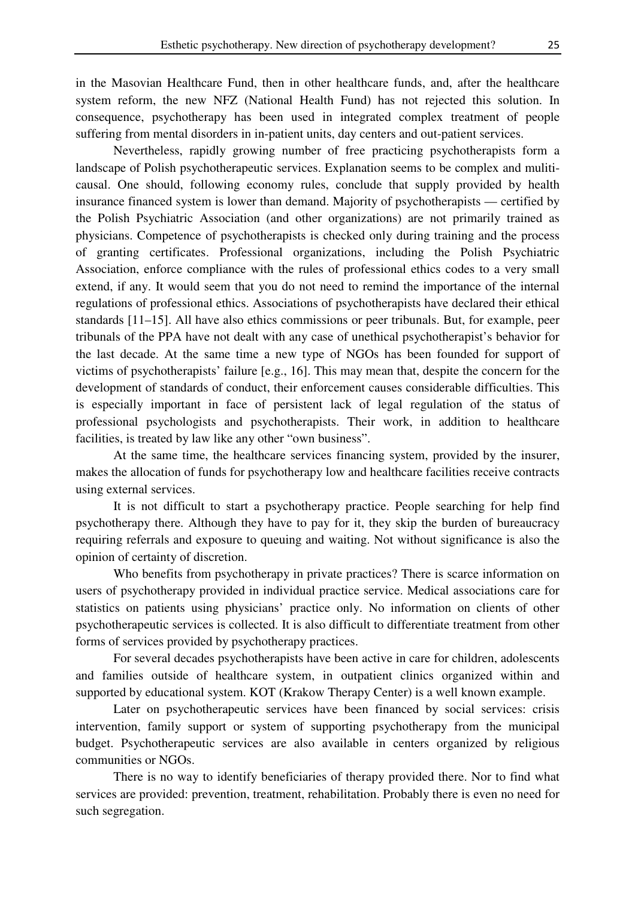in the Masovian Healthcare Fund, then in other healthcare funds, and, after the healthcare system reform, the new NFZ (National Health Fund) has not rejected this solution. In consequence, psychotherapy has been used in integrated complex treatment of people suffering from mental disorders in in-patient units, day centers and out-patient services.

Nevertheless, rapidly growing number of free practicing psychotherapists form a landscape of Polish psychotherapeutic services. Explanation seems to be complex and muliticausal. One should, following economy rules, conclude that supply provided by health insurance financed system is lower than demand. Majority of psychotherapists — certified by the Polish Psychiatric Association (and other organizations) are not primarily trained as physicians. Competence of psychotherapists is checked only during training and the process of granting certificates. Professional organizations, including the Polish Psychiatric Association, enforce compliance with the rules of professional ethics codes to a very small extend, if any. It would seem that you do not need to remind the importance of the internal regulations of professional ethics. Associations of psychotherapists have declared their ethical standards [11–15]. All have also ethics commissions or peer tribunals. But, for example, peer tribunals of the PPA have not dealt with any case of unethical psychotherapist's behavior for the last decade. At the same time a new type of NGOs has been founded for support of victims of psychotherapists' failure [e.g., 16]. This may mean that, despite the concern for the development of standards of conduct, their enforcement causes considerable difficulties. This is especially important in face of persistent lack of legal regulation of the status of professional psychologists and psychotherapists. Their work, in addition to healthcare facilities, is treated by law like any other "own business".

At the same time, the healthcare services financing system, provided by the insurer, makes the allocation of funds for psychotherapy low and healthcare facilities receive contracts using external services.

It is not difficult to start a psychotherapy practice. People searching for help find psychotherapy there. Although they have to pay for it, they skip the burden of bureaucracy requiring referrals and exposure to queuing and waiting. Not without significance is also the opinion of certainty of discretion.

Who benefits from psychotherapy in private practices? There is scarce information on users of psychotherapy provided in individual practice service. Medical associations care for statistics on patients using physicians' practice only. No information on clients of other psychotherapeutic services is collected. It is also difficult to differentiate treatment from other forms of services provided by psychotherapy practices.

For several decades psychotherapists have been active in care for children, adolescents and families outside of healthcare system, in outpatient clinics organized within and supported by educational system. KOT (Krakow Therapy Center) is a well known example.

Later on psychotherapeutic services have been financed by social services: crisis intervention, family support or system of supporting psychotherapy from the municipal budget. Psychotherapeutic services are also available in centers organized by religious communities or NGOs.

There is no way to identify beneficiaries of therapy provided there. Nor to find what services are provided: prevention, treatment, rehabilitation. Probably there is even no need for such segregation.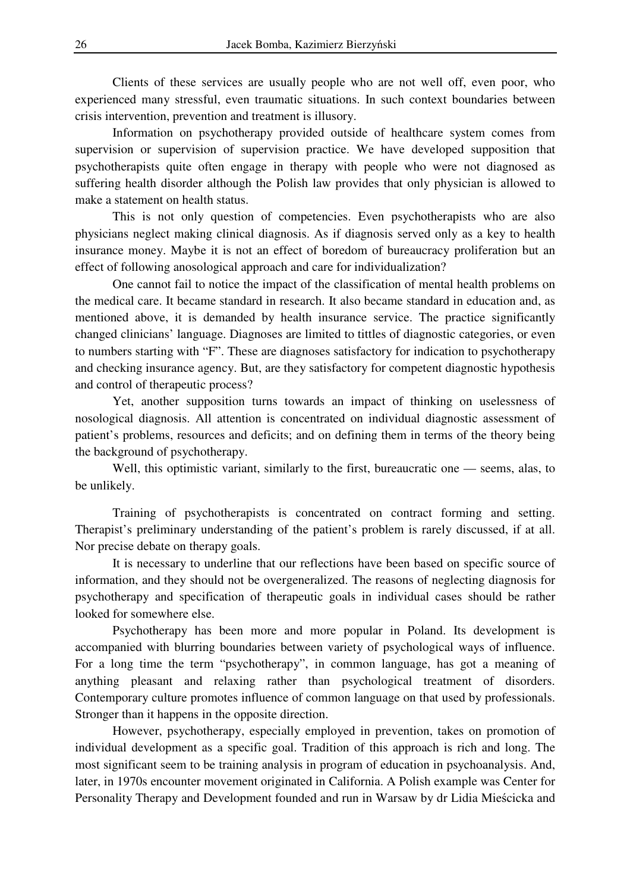Clients of these services are usually people who are not well off, even poor, who experienced many stressful, even traumatic situations. In such context boundaries between crisis intervention, prevention and treatment is illusory.

Information on psychotherapy provided outside of healthcare system comes from supervision or supervision of supervision practice. We have developed supposition that psychotherapists quite often engage in therapy with people who were not diagnosed as suffering health disorder although the Polish law provides that only physician is allowed to make a statement on health status.

This is not only question of competencies. Even psychotherapists who are also physicians neglect making clinical diagnosis. As if diagnosis served only as a key to health insurance money. Maybe it is not an effect of boredom of bureaucracy proliferation but an effect of following anosological approach and care for individualization?

One cannot fail to notice the impact of the classification of mental health problems on the medical care. It became standard in research. It also became standard in education and, as mentioned above, it is demanded by health insurance service. The practice significantly changed clinicians' language. Diagnoses are limited to tittles of diagnostic categories, or even to numbers starting with "F". These are diagnoses satisfactory for indication to psychotherapy and checking insurance agency. But, are they satisfactory for competent diagnostic hypothesis and control of therapeutic process?

Yet, another supposition turns towards an impact of thinking on uselessness of nosological diagnosis. All attention is concentrated on individual diagnostic assessment of patient's problems, resources and deficits; and on defining them in terms of the theory being the background of psychotherapy.

Well, this optimistic variant, similarly to the first, bureaucratic one — seems, alas, to be unlikely.

Training of psychotherapists is concentrated on contract forming and setting. Therapist's preliminary understanding of the patient's problem is rarely discussed, if at all. Nor precise debate on therapy goals.

It is necessary to underline that our reflections have been based on specific source of information, and they should not be overgeneralized. The reasons of neglecting diagnosis for psychotherapy and specification of therapeutic goals in individual cases should be rather looked for somewhere else.

Psychotherapy has been more and more popular in Poland. Its development is accompanied with blurring boundaries between variety of psychological ways of influence. For a long time the term "psychotherapy", in common language, has got a meaning of anything pleasant and relaxing rather than psychological treatment of disorders. Contemporary culture promotes influence of common language on that used by professionals. Stronger than it happens in the opposite direction.

However, psychotherapy, especially employed in prevention, takes on promotion of individual development as a specific goal. Tradition of this approach is rich and long. The most significant seem to be training analysis in program of education in psychoanalysis. And, later, in 1970s encounter movement originated in California. A Polish example was Center for Personality Therapy and Development founded and run in Warsaw by dr Lidia Mieścicka and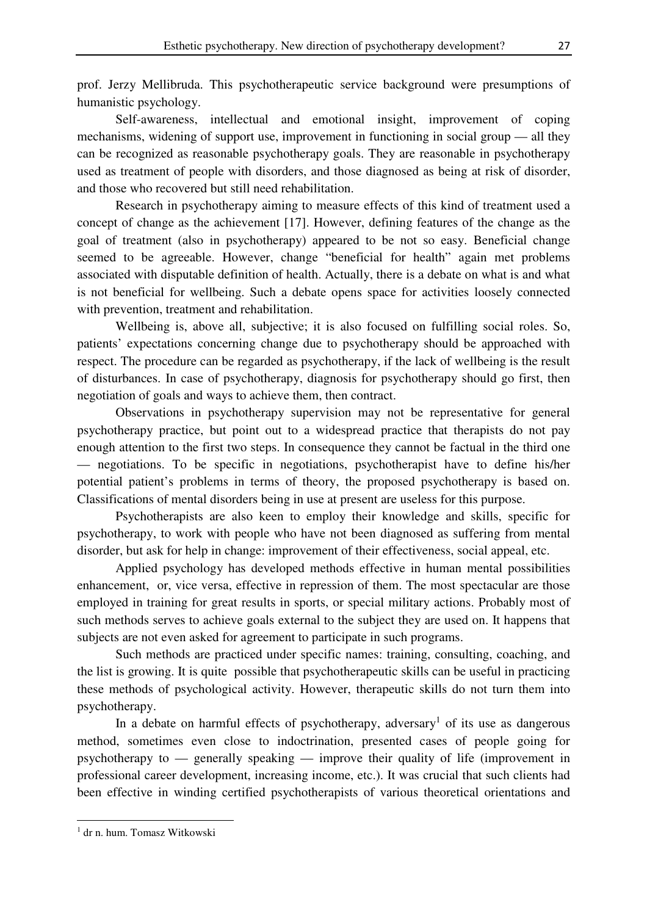prof. Jerzy Mellibruda. This psychotherapeutic service background were presumptions of humanistic psychology.

Self-awareness, intellectual and emotional insight, improvement of coping mechanisms, widening of support use, improvement in functioning in social group — all they can be recognized as reasonable psychotherapy goals. They are reasonable in psychotherapy used as treatment of people with disorders, and those diagnosed as being at risk of disorder, and those who recovered but still need rehabilitation.

Research in psychotherapy aiming to measure effects of this kind of treatment used a concept of change as the achievement [17]. However, defining features of the change as the goal of treatment (also in psychotherapy) appeared to be not so easy. Beneficial change seemed to be agreeable. However, change "beneficial for health" again met problems associated with disputable definition of health. Actually, there is a debate on what is and what is not beneficial for wellbeing. Such a debate opens space for activities loosely connected with prevention, treatment and rehabilitation.

Wellbeing is, above all, subjective; it is also focused on fulfilling social roles. So, patients' expectations concerning change due to psychotherapy should be approached with respect. The procedure can be regarded as psychotherapy, if the lack of wellbeing is the result of disturbances. In case of psychotherapy, diagnosis for psychotherapy should go first, then negotiation of goals and ways to achieve them, then contract.

Observations in psychotherapy supervision may not be representative for general psychotherapy practice, but point out to a widespread practice that therapists do not pay enough attention to the first two steps. In consequence they cannot be factual in the third one — negotiations. To be specific in negotiations, psychotherapist have to define his/her potential patient's problems in terms of theory, the proposed psychotherapy is based on. Classifications of mental disorders being in use at present are useless for this purpose.

Psychotherapists are also keen to employ their knowledge and skills, specific for psychotherapy, to work with people who have not been diagnosed as suffering from mental disorder, but ask for help in change: improvement of their effectiveness, social appeal, etc.

Applied psychology has developed methods effective in human mental possibilities enhancement, or, vice versa, effective in repression of them. The most spectacular are those employed in training for great results in sports, or special military actions. Probably most of such methods serves to achieve goals external to the subject they are used on. It happens that subjects are not even asked for agreement to participate in such programs.

Such methods are practiced under specific names: training, consulting, coaching, and the list is growing. It is quite possible that psychotherapeutic skills can be useful in practicing these methods of psychological activity. However, therapeutic skills do not turn them into psychotherapy.

In a debate on harmful effects of psychotherapy, adversary[1] of its use as dangerous method, sometimes even close to indoctrination, presented cases of people going for psychotherapy to — generally speaking — improve their quality of life (improvement in professional career development, increasing income, etc.). It was crucial that such clients had been effective in winding certified psychotherapists of various theoretical orientations and

[1] dr n. hum. Tomasz Witkowski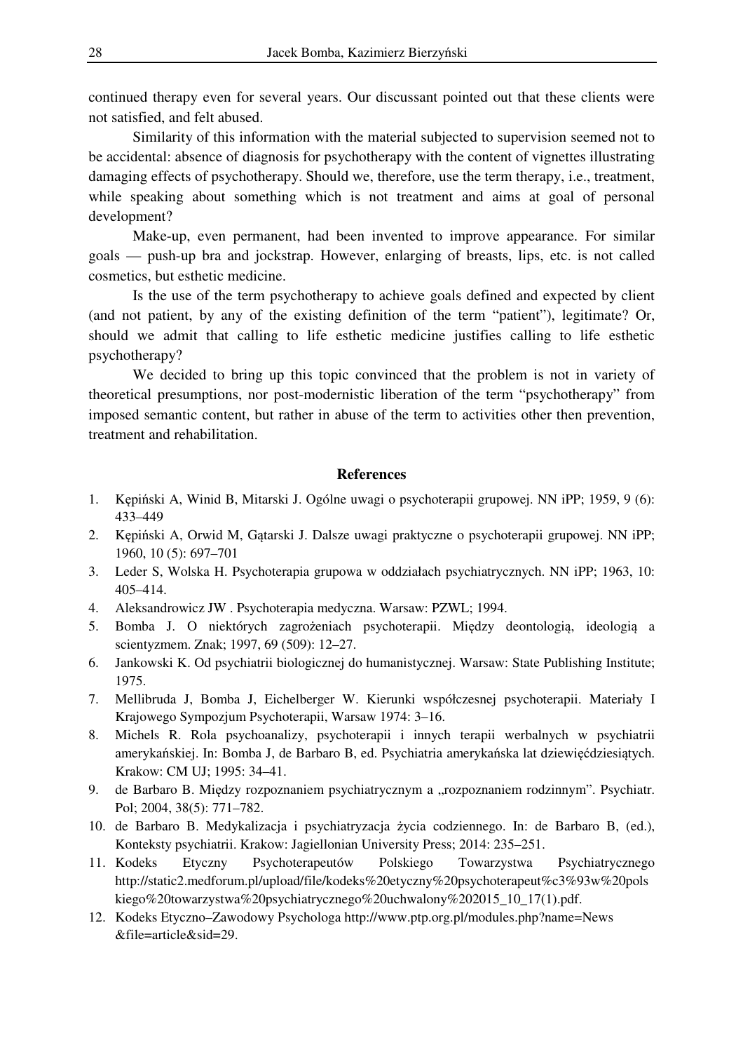continued therapy even for several years. Our discussant pointed out that these clients were not satisfied, and felt abused.

Similarity of this information with the material subjected to supervision seemed not to be accidental: absence of diagnosis for psychotherapy with the content of vignettes illustrating damaging effects of psychotherapy. Should we, therefore, use the term therapy, i.e., treatment, while speaking about something which is not treatment and aims at goal of personal development?

Make-up, even permanent, had been invented to improve appearance. For similar goals — push-up bra and jockstrap. However, enlarging of breasts, lips, etc. is not called cosmetics, but esthetic medicine.

Is the use of the term psychotherapy to achieve goals defined and expected by client (and not patient, by any of the existing definition of the term "patient"), legitimate? Or, should we admit that calling to life esthetic medicine justifies calling to life esthetic psychotherapy?

We decided to bring up this topic convinced that the problem is not in variety of theoretical presumptions, nor post-modernistic liberation of the term "psychotherapy" from imposed semantic content, but rather in abuse of the term to activities other then prevention, treatment and rehabilitation.

## References

1. Kępiński A, Winid B, Mitarski J. Ogólne uwagi o psychoterapii grupowej. NN iPP; 1959, 9 (6): 433–449
2. Kępiński A, Orwid M, Gątarski J. Dalsze uwagi praktyczne o psychoterapii grupowej. NN iPP; 1960, 10 (5): 697–701
3. Leder S, Wolska H. Psychoterapia grupowa w oddziałach psychiatrycznych. NN iPP; 1963, 10: 405–414.
4. Aleksandrowicz JW . Psychoterapia medyczna. Warsaw: PZWL; 1994.
5. Bomba J. O niektórych zagrożeniach psychoterapii. Między deontologią, ideologią a scientyzmem. Znak; 1997, 69 (509): 12–27.
6. Jankowski K. Od psychiatrii biologicznej do humanistycznej. Warsaw: State Publishing Institute; 1975.
7. Mellibruda J, Bomba J, Eichelberger W. Kierunki współczesnej psychoterapii. Materiały I Krajowego Sympozjum Psychoterapii, Warsaw 1974: 3–16.
8. Michels R. Rola psychoanalizy, psychoterapii i innych terapii werbalnych w psychiatrii amerykańskiej. In: Bomba J, de Barbaro B, ed. Psychiatria amerykańska lat dziewięćdziesiątych. Krakow: CM UJ; 1995: 34–41.
9. de Barbaro B. Między rozpoznaniem psychiatrycznym a „rozpoznaniem rodzinnym". Psychiatr. Pol; 2004, 38(5): 771–782.
10. de Barbaro B. Medykalizacja i psychiatryzacja życia codziennego. In: de Barbaro B, (ed.), Konteksty psychiatrii. Krakow: Jagiellonian University Press; 2014: 235–251.
11. Kodeks Etyczny Psychoterapeutów Polskiego Towarzystwa Psychiatrycznego http://static2.medforum.pl/upload/file/kodeks%20etyczny%20psychoterapeut%c3%93w%20polskiego%20towarzystwa%20psychiatrycznego%20uchwalony%202015_10_17(1).pdf.
12. Kodeks Etyczno–Zawodowy Psychologa http://www.ptp.org.pl/modules.php?name=News&file=article&sid=29.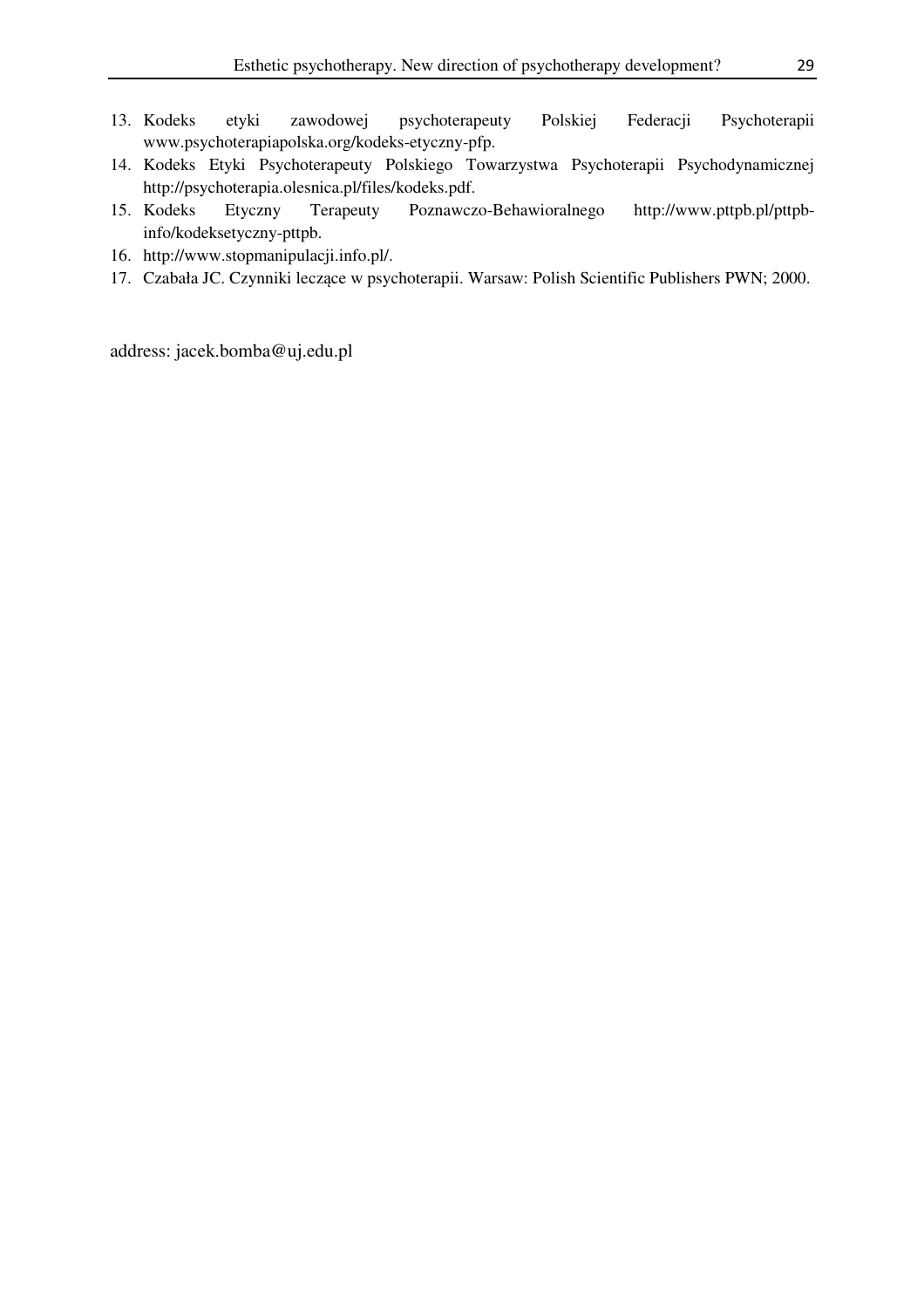13. Kodeks etyki zawodowej psychoterapeuty Polskiej Federacji Psychoterapii www.psychoterapiapolska.org/kodeks-etyczny-pfp.
14. Kodeks Etyki Psychoterapeuty Polskiego Towarzystwa Psychoterapii Psychodynamicznej http://psychoterapia.olesnica.pl/files/kodeks.pdf.
15. Kodeks Etyczny Terapeuty Poznawczo-Behawioralnego http://www.pttpb.pl/pttpb-info/kodeksetyczny-pttpb.
16. http://www.stopmanipulacji.info.pl/.
17. Czabała JC. Czynniki leczące w psychoterapii. Warsaw: Polish Scientific Publishers PWN; 2000.

address: jacek.bomba@uj.edu.pl